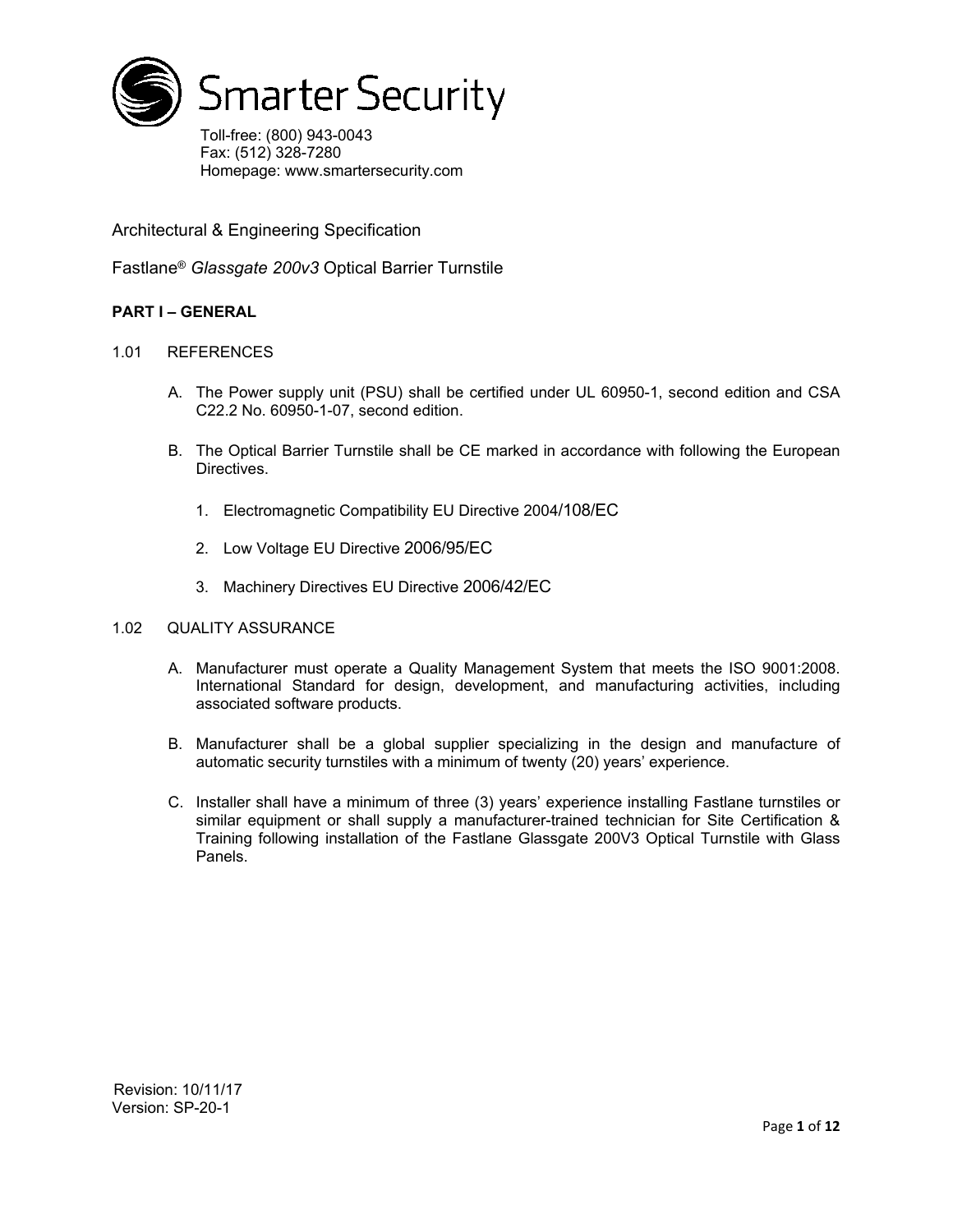Smarter Security

Toll-free: (800) 943-0043
Fax: (512) 328-7280
Homepage: www.smartersecurity.com

Architectural & Engineering Specification

Fastlane® *Glassgate 200v3* Optical Barrier Turnstile

## PART I – GENERAL

### 1.01 REFERENCES

A. The Power supply unit (PSU) shall be certified under UL 60950-1, second edition and CSA C22.2 No. 60950-1-07, second edition.

B. The Optical Barrier Turnstile shall be CE marked in accordance with following the European Directives.

1. Electromagnetic Compatibility EU Directive 2004/108/EC
2. Low Voltage EU Directive 2006/95/EC
3. Machinery Directives EU Directive 2006/42/EC

### 1.02 QUALITY ASSURANCE

A. Manufacturer must operate a Quality Management System that meets the ISO 9001:2008. International Standard for design, development, and manufacturing activities, including associated software products.

B. Manufacturer shall be a global supplier specializing in the design and manufacture of automatic security turnstiles with a minimum of twenty (20) years' experience.

C. Installer shall have a minimum of three (3) years' experience installing Fastlane turnstiles or similar equipment or shall supply a manufacturer-trained technician for Site Certification & Training following installation of the Fastlane Glassgate 200V3 Optical Turnstile with Glass Panels.

Revision: 10/11/17
Version: SP-20-1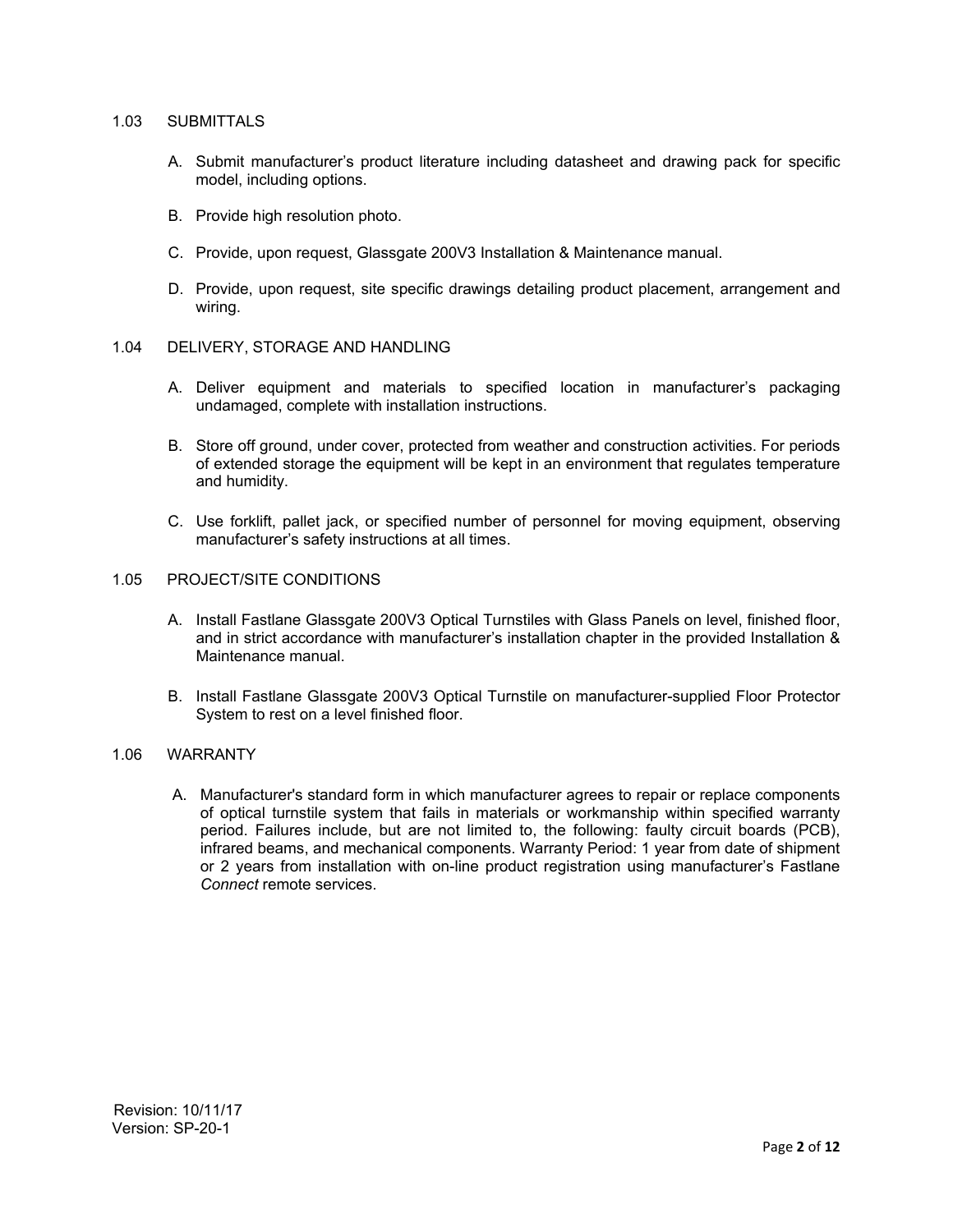## 1.03 SUBMITTALS

A. Submit manufacturer's product literature including datasheet and drawing pack for specific model, including options.

B. Provide high resolution photo.

C. Provide, upon request, Glassgate 200V3 Installation & Maintenance manual.

D. Provide, upon request, site specific drawings detailing product placement, arrangement and wiring.

## 1.04 DELIVERY, STORAGE AND HANDLING

A. Deliver equipment and materials to specified location in manufacturer's packaging undamaged, complete with installation instructions.

B. Store off ground, under cover, protected from weather and construction activities. For periods of extended storage the equipment will be kept in an environment that regulates temperature and humidity.

C. Use forklift, pallet jack, or specified number of personnel for moving equipment, observing manufacturer's safety instructions at all times.

## 1.05 PROJECT/SITE CONDITIONS

A. Install Fastlane Glassgate 200V3 Optical Turnstiles with Glass Panels on level, finished floor, and in strict accordance with manufacturer's installation chapter in the provided Installation & Maintenance manual.

B. Install Fastlane Glassgate 200V3 Optical Turnstile on manufacturer-supplied Floor Protector System to rest on a level finished floor.

## 1.06 WARRANTY

A. Manufacturer's standard form in which manufacturer agrees to repair or replace components of optical turnstile system that fails in materials or workmanship within specified warranty period. Failures include, but are not limited to, the following: faulty circuit boards (PCB), infrared beams, and mechanical components. Warranty Period: 1 year from date of shipment or 2 years from installation with on-line product registration using manufacturer's Fastlane *Connect* remote services.

Revision: 10/11/17
Version: SP-20-1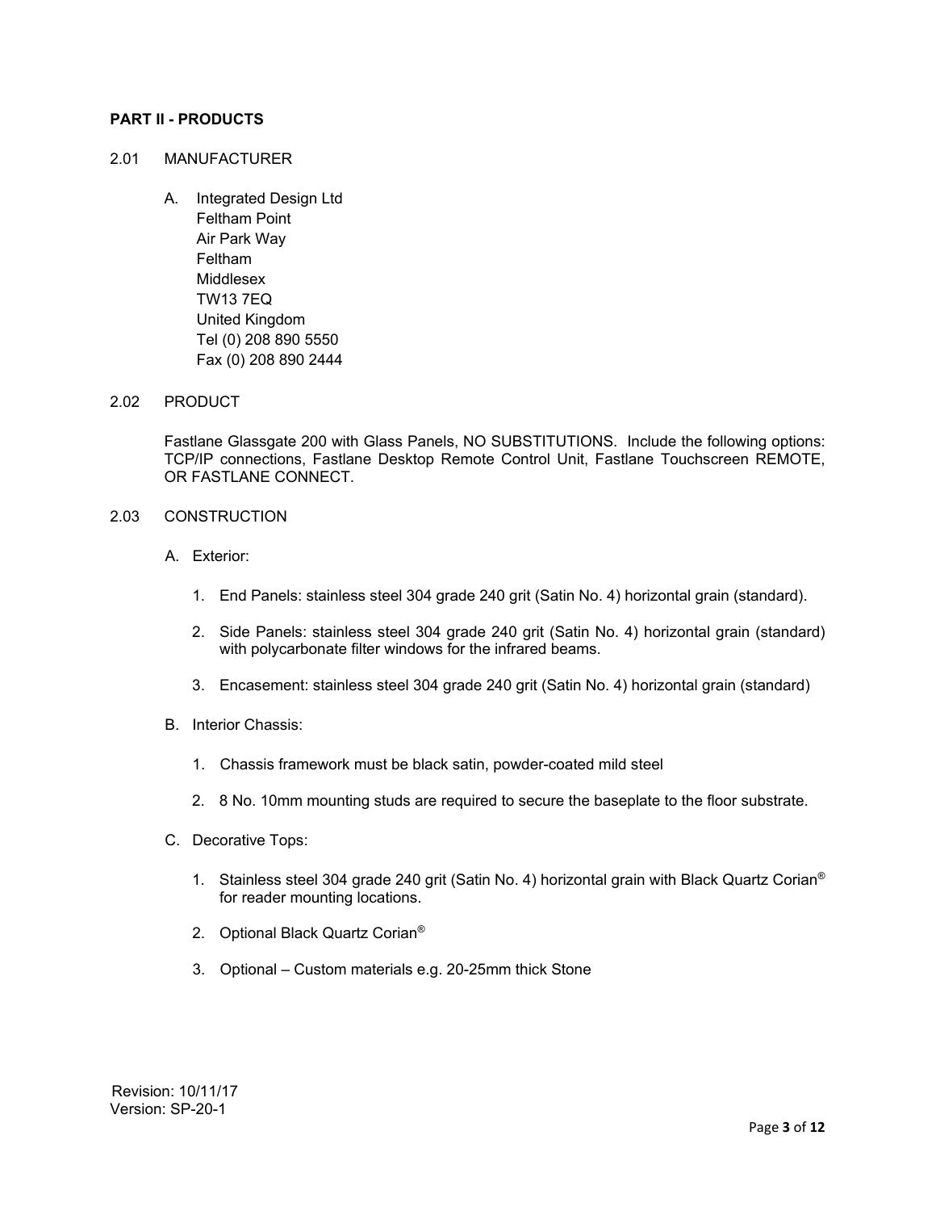## PART II - PRODUCTS

### 2.01 MANUFACTURER

A. Integrated Design Ltd
Feltham Point
Air Park Way
Feltham
Middlesex
TW13 7EQ
United Kingdom
Tel (0) 208 890 5550
Fax (0) 208 890 2444

### 2.02 PRODUCT

Fastlane Glassgate 200 with Glass Panels, NO SUBSTITUTIONS. Include the following options: TCP/IP connections, Fastlane Desktop Remote Control Unit, Fastlane Touchscreen REMOTE, OR FASTLANE CONNECT.

### 2.03 CONSTRUCTION

A. Exterior:

1. End Panels: stainless steel 304 grade 240 grit (Satin No. 4) horizontal grain (standard).

2. Side Panels: stainless steel 304 grade 240 grit (Satin No. 4) horizontal grain (standard) with polycarbonate filter windows for the infrared beams.

3. Encasement: stainless steel 304 grade 240 grit (Satin No. 4) horizontal grain (standard)

B. Interior Chassis:

1. Chassis framework must be black satin, powder-coated mild steel

2. 8 No. 10mm mounting studs are required to secure the baseplate to the floor substrate.

C. Decorative Tops:

1. Stainless steel 304 grade 240 grit (Satin No. 4) horizontal grain with Black Quartz Corian® for reader mounting locations.

2. Optional Black Quartz Corian®

3. Optional – Custom materials e.g. 20-25mm thick Stone

Revision: 10/11/17
Version: SP-20-1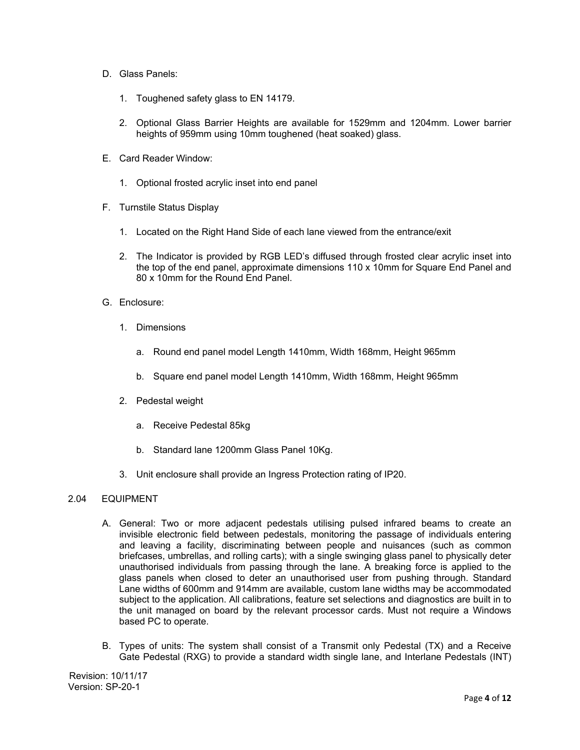D. Glass Panels:

   1. Toughened safety glass to EN 14179.

   2. Optional Glass Barrier Heights are available for 1529mm and 1204mm. Lower barrier heights of 959mm using 10mm toughened (heat soaked) glass.

E. Card Reader Window:

   1. Optional frosted acrylic inset into end panel

F. Turnstile Status Display

   1. Located on the Right Hand Side of each lane viewed from the entrance/exit

   2. The Indicator is provided by RGB LED's diffused through frosted clear acrylic inset into the top of the end panel, approximate dimensions 110 x 10mm for Square End Panel and 80 x 10mm for the Round End Panel.

G. Enclosure:

   1. Dimensions

      a. Round end panel model Length 1410mm, Width 168mm, Height 965mm

      b. Square end panel model Length 1410mm, Width 168mm, Height 965mm

   2. Pedestal weight

      a. Receive Pedestal 85kg

      b. Standard lane 1200mm Glass Panel 10Kg.

   3. Unit enclosure shall provide an Ingress Protection rating of IP20.

## 2.04 EQUIPMENT

A. General: Two or more adjacent pedestals utilising pulsed infrared beams to create an invisible electronic field between pedestals, monitoring the passage of individuals entering and leaving a facility, discriminating between people and nuisances (such as common briefcases, umbrellas, and rolling carts); with a single swinging glass panel to physically deter unauthorised individuals from passing through the lane. A breaking force is applied to the glass panels when closed to deter an unauthorised user from pushing through. Standard Lane widths of 600mm and 914mm are available, custom lane widths may be accommodated subject to the application. All calibrations, feature set selections and diagnostics are built in to the unit managed on board by the relevant processor cards. Must not require a Windows based PC to operate.

B. Types of units: The system shall consist of a Transmit only Pedestal (TX) and a Receive Gate Pedestal (RXG) to provide a standard width single lane, and Interlane Pedestals (INT)

Revision: 10/11/17
Version: SP-20-1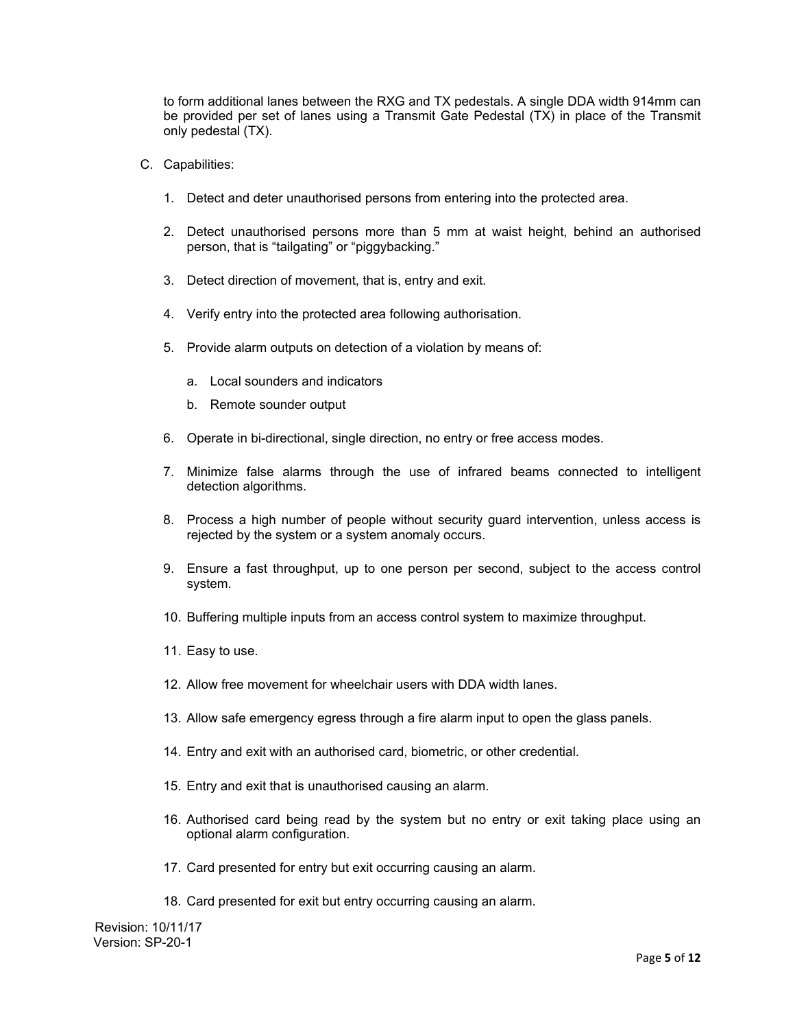to form additional lanes between the RXG and TX pedestals. A single DDA width 914mm can be provided per set of lanes using a Transmit Gate Pedestal (TX) in place of the Transmit only pedestal (TX).

C. Capabilities:

1. Detect and deter unauthorised persons from entering into the protected area.

2. Detect unauthorised persons more than 5 mm at waist height, behind an authorised person, that is "tailgating" or "piggybacking."

3. Detect direction of movement, that is, entry and exit.

4. Verify entry into the protected area following authorisation.

5. Provide alarm outputs on detection of a violation by means of:

   a. Local sounders and indicators

   b. Remote sounder output

6. Operate in bi-directional, single direction, no entry or free access modes.

7. Minimize false alarms through the use of infrared beams connected to intelligent detection algorithms.

8. Process a high number of people without security guard intervention, unless access is rejected by the system or a system anomaly occurs.

9. Ensure a fast throughput, up to one person per second, subject to the access control system.

10. Buffering multiple inputs from an access control system to maximize throughput.

11. Easy to use.

12. Allow free movement for wheelchair users with DDA width lanes.

13. Allow safe emergency egress through a fire alarm input to open the glass panels.

14. Entry and exit with an authorised card, biometric, or other credential.

15. Entry and exit that is unauthorised causing an alarm.

16. Authorised card being read by the system but no entry or exit taking place using an optional alarm configuration.

17. Card presented for entry but exit occurring causing an alarm.

18. Card presented for exit but entry occurring causing an alarm.

Revision: 10/11/17
Version: SP-20-1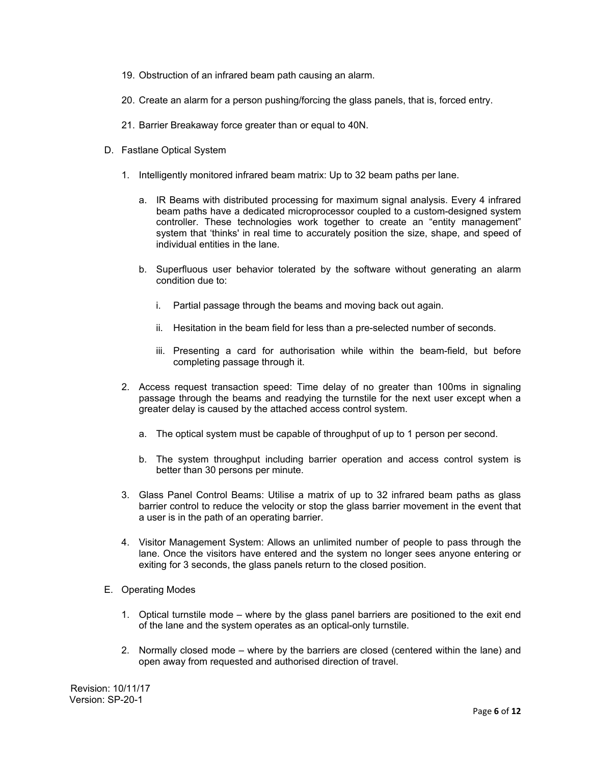19. Obstruction of an infrared beam path causing an alarm.

20. Create an alarm for a person pushing/forcing the glass panels, that is, forced entry.

21. Barrier Breakaway force greater than or equal to 40N.

D. Fastlane Optical System

1. Intelligently monitored infrared beam matrix: Up to 32 beam paths per lane.

    a. IR Beams with distributed processing for maximum signal analysis. Every 4 infrared beam paths have a dedicated microprocessor coupled to a custom-designed system controller. These technologies work together to create an "entity management" system that 'thinks' in real time to accurately position the size, shape, and speed of individual entities in the lane.

    b. Superfluous user behavior tolerated by the software without generating an alarm condition due to:

        i. Partial passage through the beams and moving back out again.

        ii. Hesitation in the beam field for less than a pre-selected number of seconds.

        iii. Presenting a card for authorisation while within the beam-field, but before completing passage through it.

2. Access request transaction speed: Time delay of no greater than 100ms in signaling passage through the beams and readying the turnstile for the next user except when a greater delay is caused by the attached access control system.

    a. The optical system must be capable of throughput of up to 1 person per second.

    b. The system throughput including barrier operation and access control system is better than 30 persons per minute.

3. Glass Panel Control Beams: Utilise a matrix of up to 32 infrared beam paths as glass barrier control to reduce the velocity or stop the glass barrier movement in the event that a user is in the path of an operating barrier.

4. Visitor Management System: Allows an unlimited number of people to pass through the lane. Once the visitors have entered and the system no longer sees anyone entering or exiting for 3 seconds, the glass panels return to the closed position.

E. Operating Modes

1. Optical turnstile mode – where by the glass panel barriers are positioned to the exit end of the lane and the system operates as an optical-only turnstile.

2. Normally closed mode – where by the barriers are closed (centered within the lane) and open away from requested and authorised direction of travel.

Revision: 10/11/17
Version: SP-20-1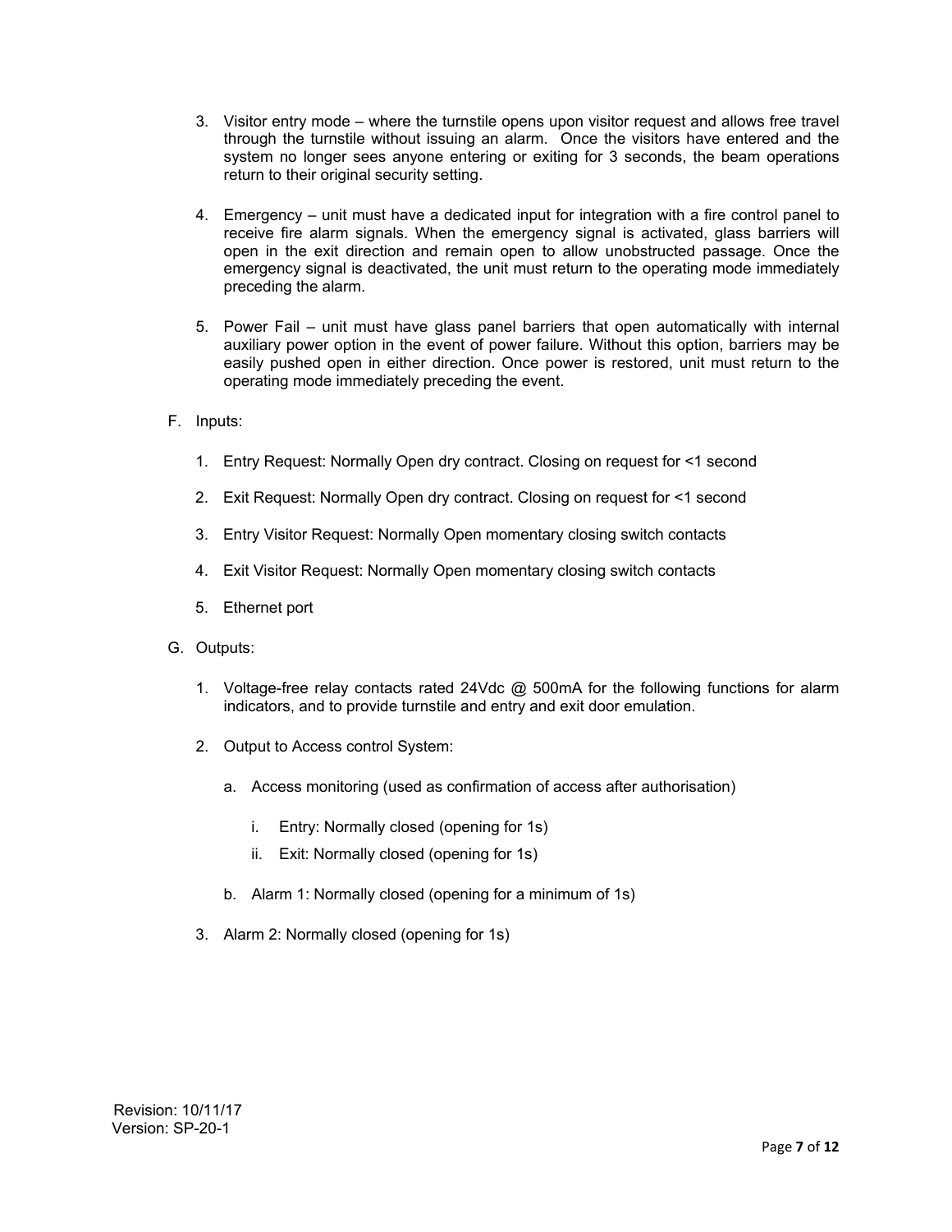3. Visitor entry mode – where the turnstile opens upon visitor request and allows free travel through the turnstile without issuing an alarm. Once the visitors have entered and the system no longer sees anyone entering or exiting for 3 seconds, the beam operations return to their original security setting.

4. Emergency – unit must have a dedicated input for integration with a fire control panel to receive fire alarm signals. When the emergency signal is activated, glass barriers will open in the exit direction and remain open to allow unobstructed passage. Once the emergency signal is deactivated, the unit must return to the operating mode immediately preceding the alarm.

5. Power Fail – unit must have glass panel barriers that open automatically with internal auxiliary power option in the event of power failure. Without this option, barriers may be easily pushed open in either direction. Once power is restored, unit must return to the operating mode immediately preceding the event.

F. Inputs:

   1. Entry Request: Normally Open dry contract. Closing on request for <1 second

   2. Exit Request: Normally Open dry contract. Closing on request for <1 second

   3. Entry Visitor Request: Normally Open momentary closing switch contacts

   4. Exit Visitor Request: Normally Open momentary closing switch contacts

   5. Ethernet port

G. Outputs:

   1. Voltage-free relay contacts rated 24Vdc @ 500mA for the following functions for alarm indicators, and to provide turnstile and entry and exit door emulation.

   2. Output to Access control System:

      a. Access monitoring (used as confirmation of access after authorisation)

         i. Entry: Normally closed (opening for 1s)

         ii. Exit: Normally closed (opening for 1s)

      b. Alarm 1: Normally closed (opening for a minimum of 1s)

   3. Alarm 2: Normally closed (opening for 1s)

Revision: 10/11/17
Version: SP-20-1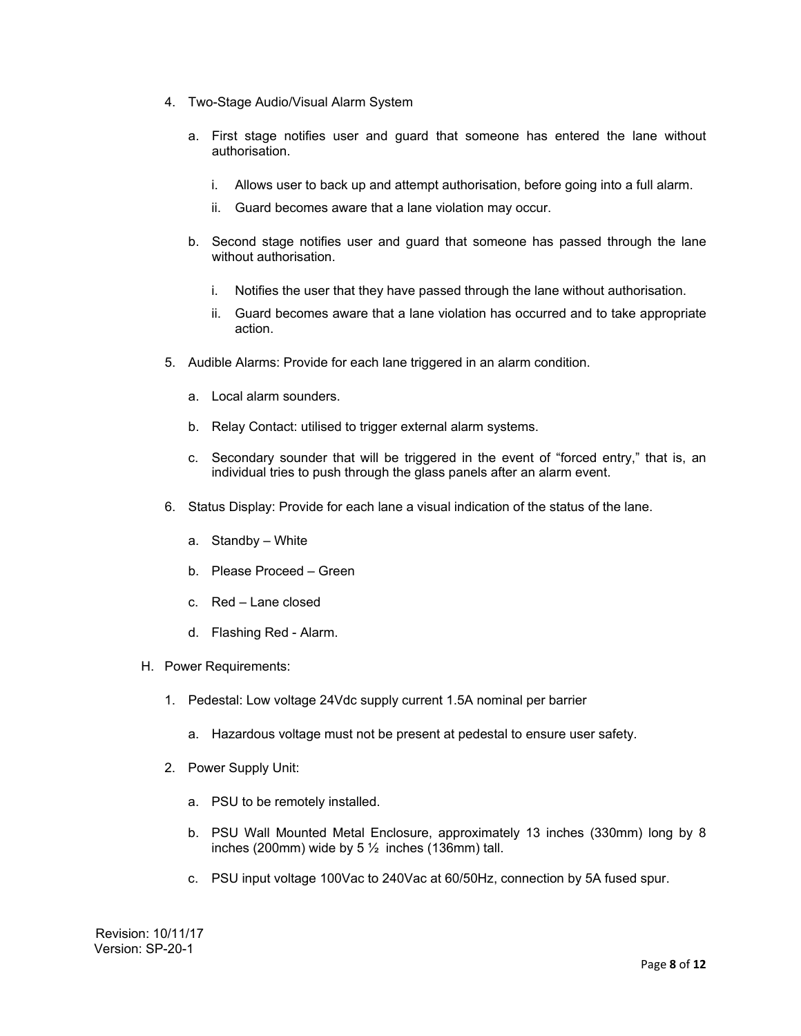4. Two-Stage Audio/Visual Alarm System

   a. First stage notifies user and guard that someone has entered the lane without authorisation.

      i. Allows user to back up and attempt authorisation, before going into a full alarm.

      ii. Guard becomes aware that a lane violation may occur.

   b. Second stage notifies user and guard that someone has passed through the lane without authorisation.

      i. Notifies the user that they have passed through the lane without authorisation.

      ii. Guard becomes aware that a lane violation has occurred and to take appropriate action.

5. Audible Alarms: Provide for each lane triggered in an alarm condition.

   a. Local alarm sounders.

   b. Relay Contact: utilised to trigger external alarm systems.

   c. Secondary sounder that will be triggered in the event of "forced entry," that is, an individual tries to push through the glass panels after an alarm event.

6. Status Display: Provide for each lane a visual indication of the status of the lane.

   a. Standby – White

   b. Please Proceed – Green

   c. Red – Lane closed

   d. Flashing Red - Alarm.

H. Power Requirements:

1. Pedestal: Low voltage 24Vdc supply current 1.5A nominal per barrier

   a. Hazardous voltage must not be present at pedestal to ensure user safety.

2. Power Supply Unit:

   a. PSU to be remotely installed.

   b. PSU Wall Mounted Metal Enclosure, approximately 13 inches (330mm) long by 8 inches (200mm) wide by 5 ½ inches (136mm) tall.

   c. PSU input voltage 100Vac to 240Vac at 60/50Hz, connection by 5A fused spur.

Revision: 10/11/17
Version: SP-20-1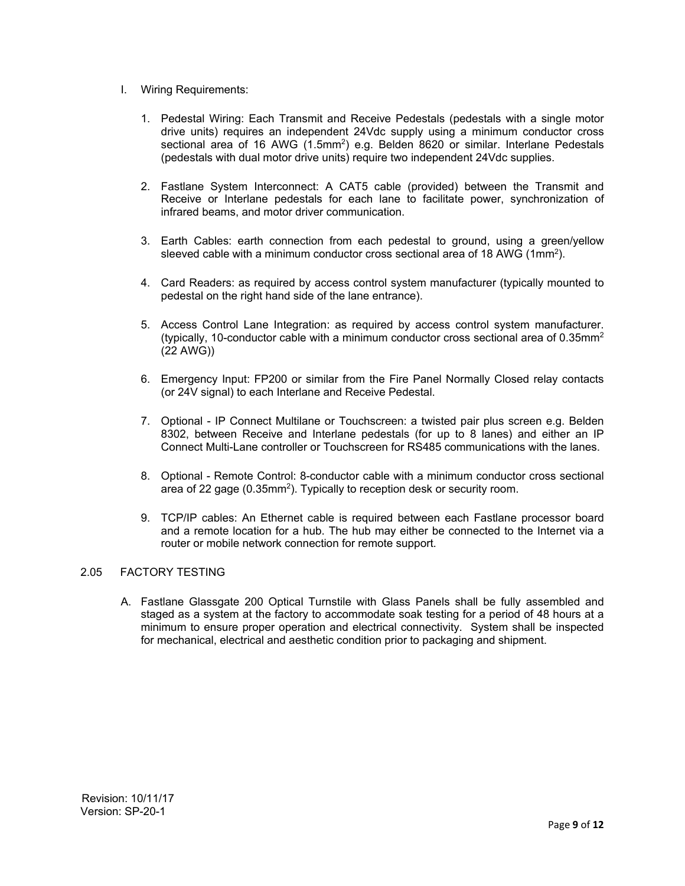I. Wiring Requirements:

   1. Pedestal Wiring: Each Transmit and Receive Pedestals (pedestals with a single motor drive units) requires an independent 24Vdc supply using a minimum conductor cross sectional area of 16 AWG (1.5mm$^2$) e.g. Belden 8620 or similar. Interlane Pedestals (pedestals with dual motor drive units) require two independent 24Vdc supplies.

   2. Fastlane System Interconnect: A CAT5 cable (provided) between the Transmit and Receive or Interlane pedestals for each lane to facilitate power, synchronization of infrared beams, and motor driver communication.

   3. Earth Cables: earth connection from each pedestal to ground, using a green/yellow sleeved cable with a minimum conductor cross sectional area of 18 AWG (1mm$^2$).

   4. Card Readers: as required by access control system manufacturer (typically mounted to pedestal on the right hand side of the lane entrance).

   5. Access Control Lane Integration: as required by access control system manufacturer. (typically, 10-conductor cable with a minimum conductor cross sectional area of 0.35mm$^2$ (22 AWG))

   6. Emergency Input: FP200 or similar from the Fire Panel Normally Closed relay contacts (or 24V signal) to each Interlane and Receive Pedestal.

   7. Optional - IP Connect Multilane or Touchscreen: a twisted pair plus screen e.g. Belden 8302, between Receive and Interlane pedestals (for up to 8 lanes) and either an IP Connect Multi-Lane controller or Touchscreen for RS485 communications with the lanes.

   8. Optional - Remote Control: 8-conductor cable with a minimum conductor cross sectional area of 22 gage (0.35mm$^2$). Typically to reception desk or security room.

   9. TCP/IP cables: An Ethernet cable is required between each Fastlane processor board and a remote location for a hub. The hub may either be connected to the Internet via a router or mobile network connection for remote support.

## 2.05 FACTORY TESTING

A. Fastlane Glassgate 200 Optical Turnstile with Glass Panels shall be fully assembled and staged as a system at the factory to accommodate soak testing for a period of 48 hours at a minimum to ensure proper operation and electrical connectivity. System shall be inspected for mechanical, electrical and aesthetic condition prior to packaging and shipment.

Revision: 10/11/17
Version: SP-20-1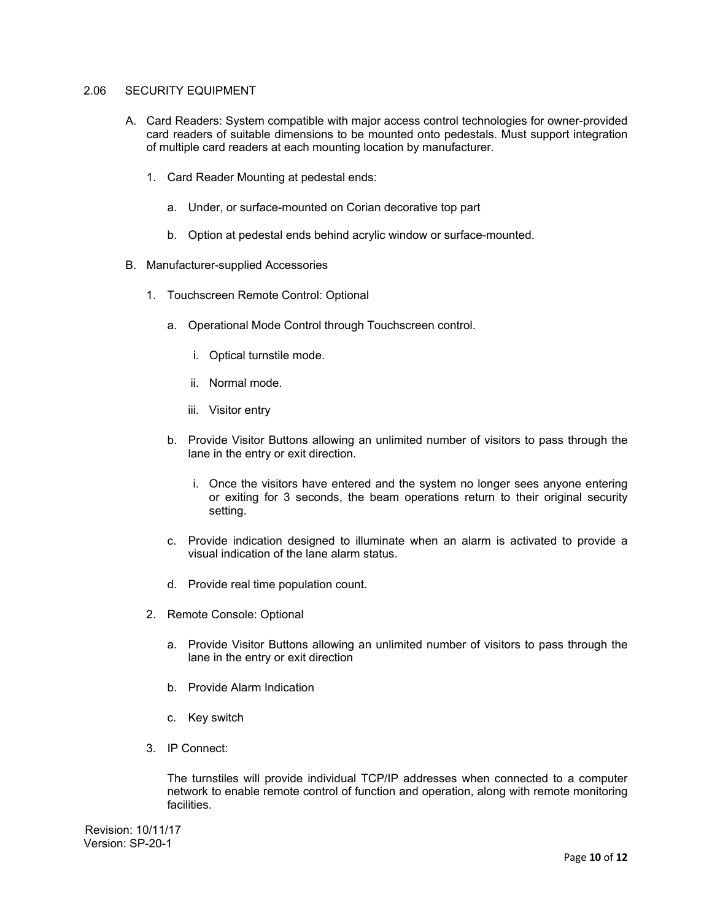## 2.06 SECURITY EQUIPMENT

A. Card Readers: System compatible with major access control technologies for owner-provided card readers of suitable dimensions to be mounted onto pedestals. Must support integration of multiple card readers at each mounting location by manufacturer.

   1. Card Reader Mounting at pedestal ends:

      a. Under, or surface-mounted on Corian decorative top part

      b. Option at pedestal ends behind acrylic window or surface-mounted.

B. Manufacturer-supplied Accessories

   1. Touchscreen Remote Control: Optional

      a. Operational Mode Control through Touchscreen control.

         i. Optical turnstile mode.

         ii. Normal mode.

         iii. Visitor entry

      b. Provide Visitor Buttons allowing an unlimited number of visitors to pass through the lane in the entry or exit direction.

         i. Once the visitors have entered and the system no longer sees anyone entering or exiting for 3 seconds, the beam operations return to their original security setting.

      c. Provide indication designed to illuminate when an alarm is activated to provide a visual indication of the lane alarm status.

      d. Provide real time population count.

   2. Remote Console: Optional

      a. Provide Visitor Buttons allowing an unlimited number of visitors to pass through the lane in the entry or exit direction

      b. Provide Alarm Indication

      c. Key switch

   3. IP Connect:

      The turnstiles will provide individual TCP/IP addresses when connected to a computer network to enable remote control of function and operation, along with remote monitoring facilities.

Revision: 10/11/17
Version: SP-20-1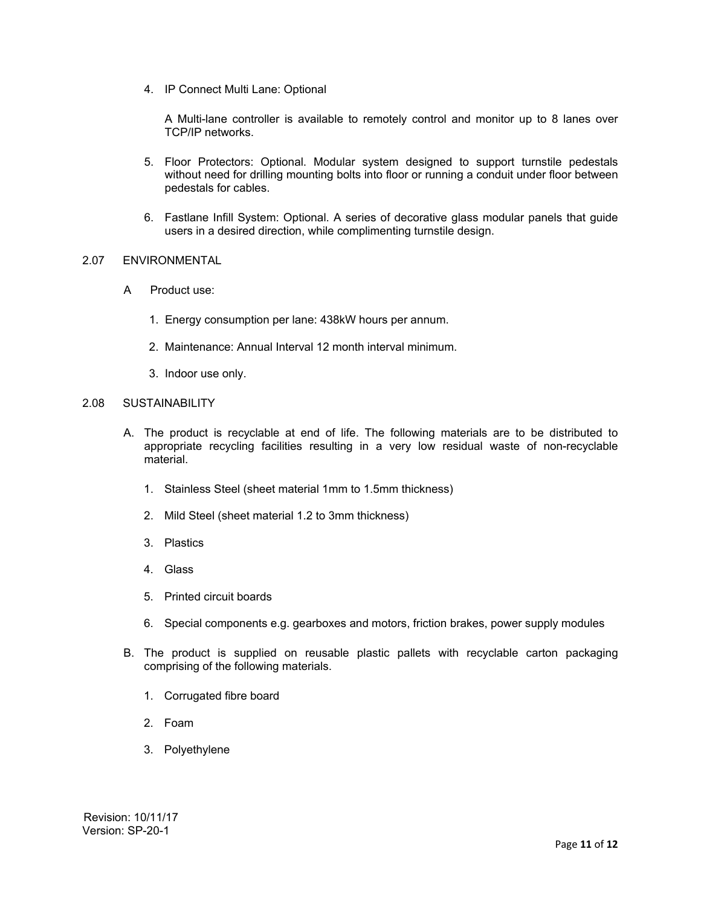4. IP Connect Multi Lane: Optional

   A Multi-lane controller is available to remotely control and monitor up to 8 lanes over TCP/IP networks.

5. Floor Protectors: Optional. Modular system designed to support turnstile pedestals without need for drilling mounting bolts into floor or running a conduit under floor between pedestals for cables.

6. Fastlane Infill System: Optional. A series of decorative glass modular panels that guide users in a desired direction, while complimenting turnstile design.

## 2.07 ENVIRONMENTAL

A Product use:

1. Energy consumption per lane: 438kW hours per annum.
2. Maintenance: Annual Interval 12 month interval minimum.
3. Indoor use only.

## 2.08 SUSTAINABILITY

A. The product is recyclable at end of life. The following materials are to be distributed to appropriate recycling facilities resulting in a very low residual waste of non-recyclable material.

   1. Stainless Steel (sheet material 1mm to 1.5mm thickness)
   2. Mild Steel (sheet material 1.2 to 3mm thickness)
   3. Plastics
   4. Glass
   5. Printed circuit boards
   6. Special components e.g. gearboxes and motors, friction brakes, power supply modules

B. The product is supplied on reusable plastic pallets with recyclable carton packaging comprising of the following materials.

   1. Corrugated fibre board
   2. Foam
   3. Polyethylene

Revision: 10/11/17
Version: SP-20-1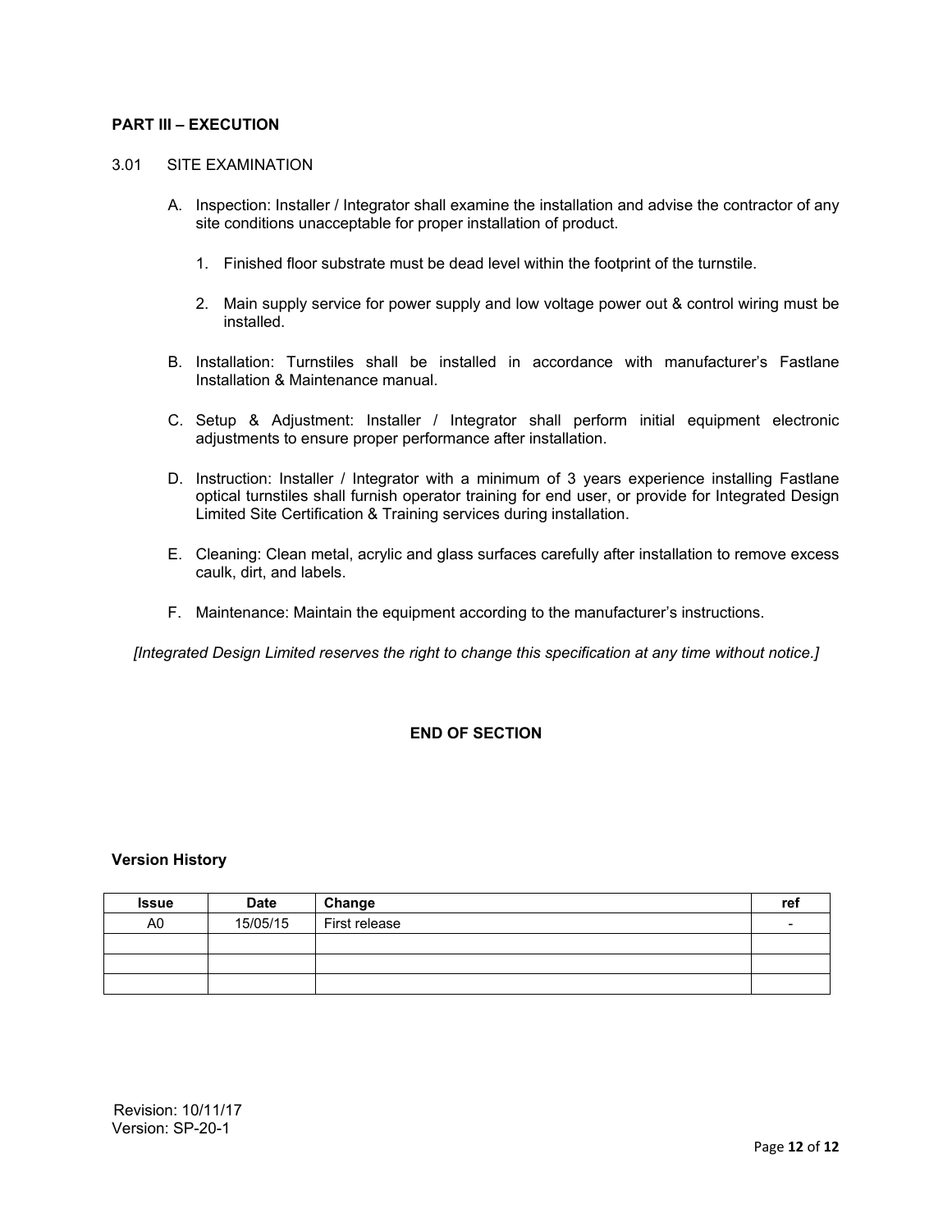**PART III – EXECUTION**

3.01 SITE EXAMINATION

A. Inspection: Installer / Integrator shall examine the installation and advise the contractor of any site conditions unacceptable for proper installation of product.

   1. Finished floor substrate must be dead level within the footprint of the turnstile.

   2. Main supply service for power supply and low voltage power out & control wiring must be installed.

B. Installation: Turnstiles shall be installed in accordance with manufacturer's Fastlane Installation & Maintenance manual.

C. Setup & Adjustment: Installer / Integrator shall perform initial equipment electronic adjustments to ensure proper performance after installation.

D. Instruction: Installer / Integrator with a minimum of 3 years experience installing Fastlane optical turnstiles shall furnish operator training for end user, or provide for Integrated Design Limited Site Certification & Training services during installation.

E. Cleaning: Clean metal, acrylic and glass surfaces carefully after installation to remove excess caulk, dirt, and labels.

F. Maintenance: Maintain the equipment according to the manufacturer's instructions.

*[Integrated Design Limited reserves the right to change this specification at any time without notice.]*

**END OF SECTION**

**Version History**

| Issue | Date | Change | ref |
|---|---|---|---|
| A0 | 15/05/15 | First release | - |
| | | | |
| | | | |
| | | | |

Revision: 10/11/17
Version: SP-20-1